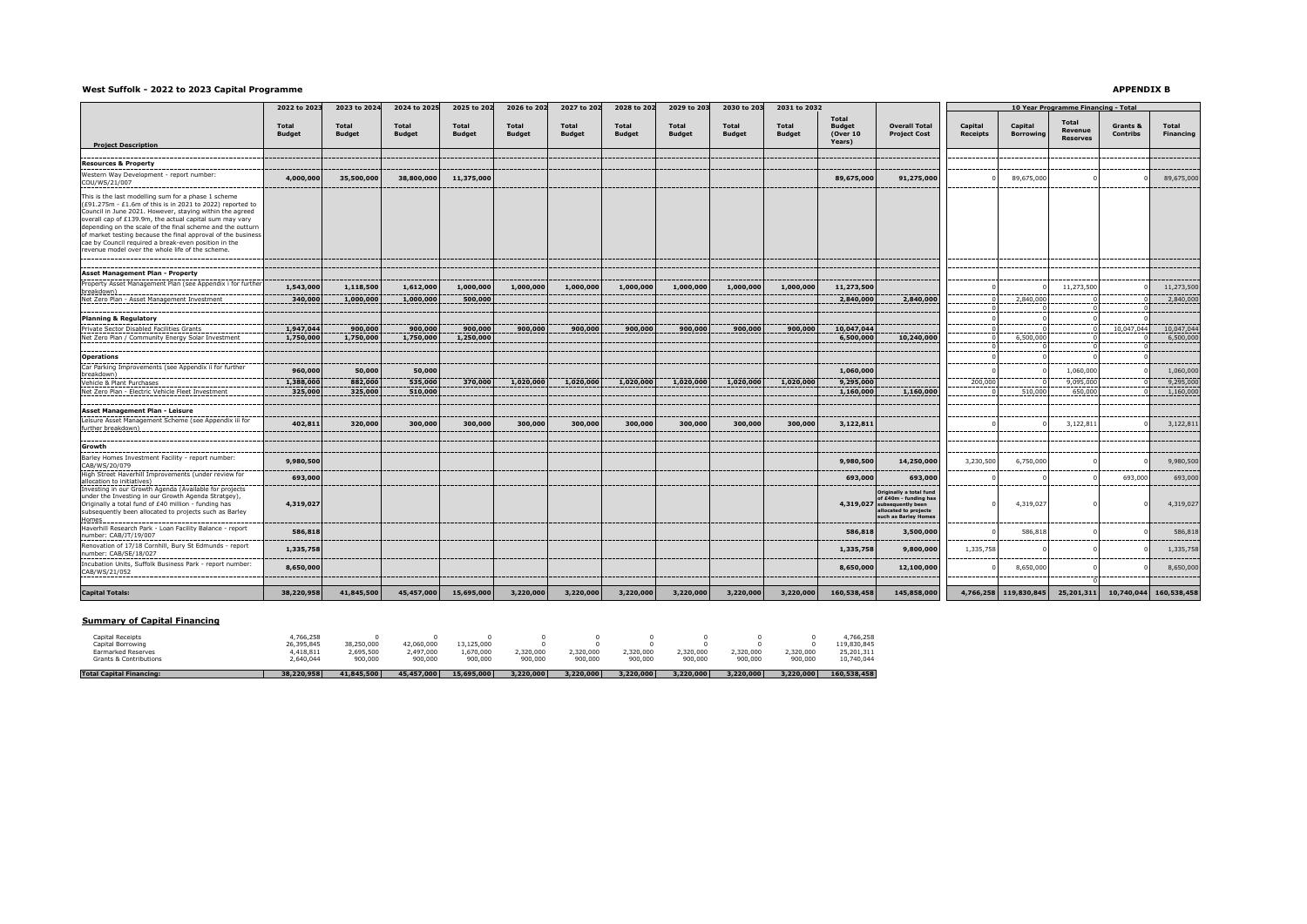# West Suffolk - 2022 to 2023 Capital Programme

**APPENDIX B**

| Project Description | 2022 to 2023 Total Budget | 2023 to 2024 Total Budget | 2024 to 2025 Total Budget | 2025 to 202 Total Budget | 2026 to 202 Total Budget | 2027 to 202 Total Budget | 2028 to 202 Total Budget | 2029 to 203 Total Budget | 2030 to 203 Total Budget | 2031 to 2032 Total Budget | Total Budget (Over 10 Years) | Overall Total Project Cost | 10 Year Programme Financing - Total: Capital Receipts | Capital Borrowing | Total Revenue Reserves | Grants & Contribs | Total Financing |
|---|---|---|---|---|---|---|---|---|---|---|---|---|---|---|---|---|---|
| **Resources & Property** | | | | | | | | | | | | | | | | | |
| Western Way Development - report number: COU/WS/21/007 | **4,000,000** | **35,500,000** | **38,800,000** | **11,375,000** | | | | | | | **89,675,000** | **91,275,000** | 0 | 89,675,000 | 0 | 0 | 89,675,000 |
| This is the last modelling sum for a phase 1 scheme (£91.275m - £1.6m of this is in 2021 to 2022) reported to Council in June 2021. However, staying within the agreed overall cap of £139.9m, the actual capital sum may vary depending on the scale of the final scheme and the outturn of market testing because the final approval of the business cae by Council required a break-even position in the revenue model over the whole life of the scheme. | | | | | | | | | | | | | | | | | |
| **Asset Management Plan - Property** | | | | | | | | | | | | | | | | | |
| Property Asset Management Plan (see Appendix i for further breakdown) | **1,543,000** | **1,118,500** | **1,612,000** | **1,000,000** | **1,000,000** | **1,000,000** | **1,000,000** | **1,000,000** | **1,000,000** | **1,000,000** | **11,273,500** | | 0 | 0 | 11,273,500 | 0 | 11,273,500 |
| Net Zero Plan - Asset Management Investment | **340,000** | **1,000,000** | **1,000,000** | **500,000** | | | | | | | **2,840,000** | **2,840,000** | 0 | 2,840,000 | 0 | 0 | 2,840,000 |
| | | | | | | | | | | | | | 0 | 0 | 0 | 0 | |
| **Planning & Regulatory** | | | | | | | | | | | | | 0 | 0 | 0 | 0 | |
| Private Sector Disabled Facilities Grants | **1,947,044** | **900,000** | **900,000** | **900,000** | **900,000** | **900,000** | **900,000** | **900,000** | **900,000** | **900,000** | **10,047,044** | | 0 | 0 | 0 | 10,047,044 | 10,047,044 |
| Net Zero Plan / Community Energy Solar Investment | **1,750,000** | **1,750,000** | **1,750,000** | **1,250,000** | | | | | | | **6,500,000** | **10,240,000** | 0 | 6,500,000 | 0 | 0 | 6,500,000 |
| | | | | | | | | | | | | | 0 | 0 | 0 | 0 | |
| **Operations** | | | | | | | | | | | | | 0 | 0 | 0 | 0 | |
| Car Parking Improvements (see Appendix ii for further breakdown) | **960,000** | **50,000** | **50,000** | | | | | | | | **1,060,000** | | 0 | 0 | 1,060,000 | 0 | 1,060,000 |
| Vehicle & Plant Purchases | **1,388,000** | **882,000** | **535,000** | **370,000** | **1,020,000** | **1,020,000** | **1,020,000** | **1,020,000** | **1,020,000** | **1,020,000** | **9,295,000** | | 200,000 | 0 | 9,095,000 | 0 | 9,295,000 |
| Net Zero Plan - Electric Vehicle Fleet Investment | **325,000** | **325,000** | **510,000** | | | | | | | | **1,160,000** | **1,160,000** | 0 | 510,000 | 650,000 | 0 | 1,160,000 |
| **Asset Management Plan - Leisure** | | | | | | | | | | | | | | | | | |
| Leisure Asset Management Scheme (see Appendix iii for further breakdown) | **402,811** | **320,000** | **300,000** | **300,000** | **300,000** | **300,000** | **300,000** | **300,000** | **300,000** | **300,000** | **3,122,811** | | 0 | 0 | 3,122,811 | 0 | 3,122,811 |
| **Growth** | | | | | | | | | | | | | | | | | |
| Barley Homes Investment Facility - report number: CAB/WS/20/079 | **9,980,500** | | | | | | | | | | **9,980,500** | **14,250,000** | 3,230,500 | 6,750,000 | 0 | 0 | 9,980,500 |
| High Street Haverhill Improvements (under review for allocation to initiatives) | **693,000** | | | | | | | | | | **693,000** | **693,000** | 0 | 0 | 0 | 693,000 | 693,000 |
| Investing in our Growth Agenda (Available for projects under the Investing in our Growth Agenda Stratgey), Originally a total fund of £40 million - funding has subsequently been allocated to projects such as Barley Homes | **4,319,027** | | | | | | | | | | **4,319,027** | **Originally a total fund of £40m - funding has subsequently been allocated to projects such as Barley Homes** | 0 | 4,319,027 | 0 | 0 | 4,319,027 |
| Haverhill Research Park - Loan Facility Balance - report number: CAB/JT/19/007 | **586,818** | | | | | | | | | | **586,818** | **3,500,000** | 0 | 586,818 | 0 | 0 | 586,818 |
| Renovation of 17/18 Cornhill, Bury St Edmunds - report number: CAB/SE/18/027 | **1,335,758** | | | | | | | | | | **1,335,758** | **9,800,000** | 1,335,758 | 0 | 0 | 0 | 1,335,758 |
| Incubation Units, Suffolk Business Park - report number: CAB/WS/21/052 | **8,650,000** | | | | | | | | | | **8,650,000** | **12,100,000** | 0 | 8,650,000 | 0 | 0 | 8,650,000 |
| | | | | | | | | | | | | | | | 0 | | |
| **Capital Totals:** | **38,220,958** | **41,845,500** | **45,457,000** | **15,695,000** | **3,220,000** | **3,220,000** | **3,220,000** | **3,220,000** | **3,220,000** | **3,220,000** | **160,538,458** | **145,858,000** | **4,766,258** | **119,830,845** | **25,201,311** | **10,740,044** | **160,538,458** |

## Summary of Capital Financing

| | 2022 to 2023 | 2023 to 2024 | 2024 to 2025 | 2025 to 202 | 2026 to 202 | 2027 to 202 | 2028 to 202 | 2029 to 203 | 2030 to 203 | 2031 to 2032 | Total |
|---|---|---|---|---|---|---|---|---|---|---|---|
| Capital Receipts | 4,766,258 | 0 | 0 | 0 | 0 | 0 | 0 | 0 | 0 | 0 | 4,766,258 |
| Capital Borrowing | 26,395,845 | 38,250,000 | 42,060,000 | 13,125,000 | 0 | 0 | 0 | 0 | 0 | 0 | 119,830,845 |
| Earmarked Reserves | 4,418,811 | 2,695,500 | 2,497,000 | 1,670,000 | 2,320,000 | 2,320,000 | 2,320,000 | 2,320,000 | 2,320,000 | 2,320,000 | 25,201,311 |
| Grants & Contributions | 2,640,044 | 900,000 | 900,000 | 900,000 | 900,000 | 900,000 | 900,000 | 900,000 | 900,000 | 900,000 | 10,740,044 |
| **Total Capital Financing:** | **38,220,958** | **41,845,500** | **45,457,000** | **15,695,000** | **3,220,000** | **3,220,000** | **3,220,000** | **3,220,000** | **3,220,000** | **3,220,000** | **160,538,458** |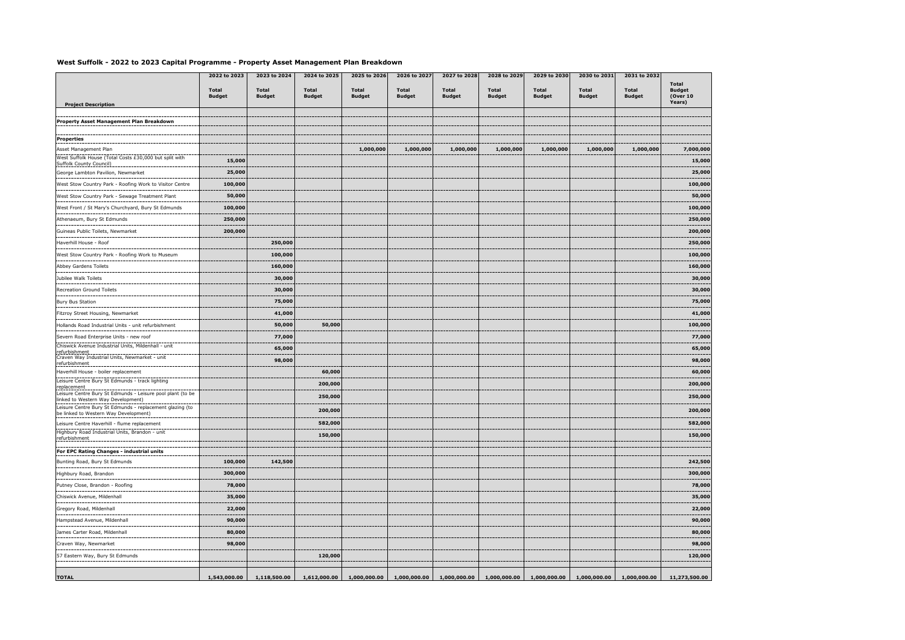## West Suffolk - 2022 to 2023 Capital Programme - Property Asset Management Plan Breakdown

| Project Description | 2022 to 2023 Total Budget | 2023 to 2024 Total Budget | 2024 to 2025 Total Budget | 2025 to 2026 Total Budget | 2026 to 2027 Total Budget | 2027 to 2028 Total Budget | 2028 to 2029 Total Budget | 2029 to 2030 Total Budget | 2030 to 2031 Total Budget | 2031 to 2032 Total Budget | Total Budget (Over 10 Years) |
|---|---|---|---|---|---|---|---|---|---|---|---|
| **Property Asset Management Plan Breakdown** | | | | | | | | | | | |
| **Properties** | | | | | | | | | | | |
| Asset Management Plan | | | | **1,000,000** | **1,000,000** | **1,000,000** | **1,000,000** | **1,000,000** | **1,000,000** | **1,000,000** | **7,000,000** |
| West Suffolk House (Total Costs £30,000 but split with Suffolk County Council) | **15,000** | | | | | | | | | | **15,000** |
| George Lambton Pavilion, Newmarket | **25,000** | | | | | | | | | | **25,000** |
| West Stow Country Park - Roofing Work to Visitor Centre | **100,000** | | | | | | | | | | **100,000** |
| West Stow Country Park - Sewage Treatment Plant | **50,000** | | | | | | | | | | **50,000** |
| West Front / St Mary's Churchyard, Bury St Edmunds | **100,000** | | | | | | | | | | **100,000** |
| Athenaeum, Bury St Edmunds | **250,000** | | | | | | | | | | **250,000** |
| Guineas Public Toilets, Newmarket | **200,000** | | | | | | | | | | **200,000** |
| Haverhill House - Roof | | **250,000** | | | | | | | | | **250,000** |
| West Stow Country Park - Roofing Work to Museum | | **100,000** | | | | | | | | | **100,000** |
| Abbey Gardens Toilets | | **160,000** | | | | | | | | | **160,000** |
| Jubilee Walk Toilets | | **30,000** | | | | | | | | | **30,000** |
| Recreation Ground Toilets | | **30,000** | | | | | | | | | **30,000** |
| Bury Bus Station | | **75,000** | | | | | | | | | **75,000** |
| Fitzroy Street Housing, Newmarket | | **41,000** | | | | | | | | | **41,000** |
| Hollands Road Industrial Units - unit refurbishment | | **50,000** | **50,000** | | | | | | | | **100,000** |
| Severn Road Enterprise Units - new roof | | **77,000** | | | | | | | | | **77,000** |
| Chiswick Avenue Industrial Units, Mildenhall - unit refurbishment | | **65,000** | | | | | | | | | **65,000** |
| Craven Way Industrial Units, Newmarket - unit refurbishment | | **98,000** | | | | | | | | | **98,000** |
| Haverhill House - boiler replacement | | | **60,000** | | | | | | | | **60,000** |
| Leisure Centre Bury St Edmunds - track lighting replacement | | | **200,000** | | | | | | | | **200,000** |
| Leisure Centre Bury St Edmunds - Leisure pool plant (to be linked to Western Way Development) | | | **250,000** | | | | | | | | **250,000** |
| Leisure Centre Bury St Edmunds - replacement glazing (to be linked to Western Way Development) | | | **200,000** | | | | | | | | **200,000** |
| Leisure Centre Haverhill - flume replacement | | | **582,000** | | | | | | | | **582,000** |
| Highbury Road Industrial Units, Brandon - unit refurbishment | | | **150,000** | | | | | | | | **150,000** |
| **For EPC Rating Changes - industrial units** | | | | | | | | | | | |
| Bunting Road, Bury St Edmunds | **100,000** | **142,500** | | | | | | | | | **242,500** |
| Highbury Road, Brandon | **300,000** | | | | | | | | | | **300,000** |
| Putney Close, Brandon - Roofing | **78,000** | | | | | | | | | | **78,000** |
| Chiswick Avenue, Mildenhall | **35,000** | | | | | | | | | | **35,000** |
| Gregory Road, Mildenhall | **22,000** | | | | | | | | | | **22,000** |
| Hampstead Avenue, Mildenhall | **90,000** | | | | | | | | | | **90,000** |
| James Carter Road, Mildenhall | **80,000** | | | | | | | | | | **80,000** |
| Craven Way, Newmarket | **98,000** | | | | | | | | | | **98,000** |
| 57 Eastern Way, Bury St Edmunds | | | **120,000** | | | | | | | | **120,000** |
| **TOTAL** | **1,543,000.00** | **1,118,500.00** | **1,612,000.00** | **1,000,000.00** | **1,000,000.00** | **1,000,000.00** | **1,000,000.00** | **1,000,000.00** | **1,000,000.00** | **1,000,000.00** | **11,273,500.00** |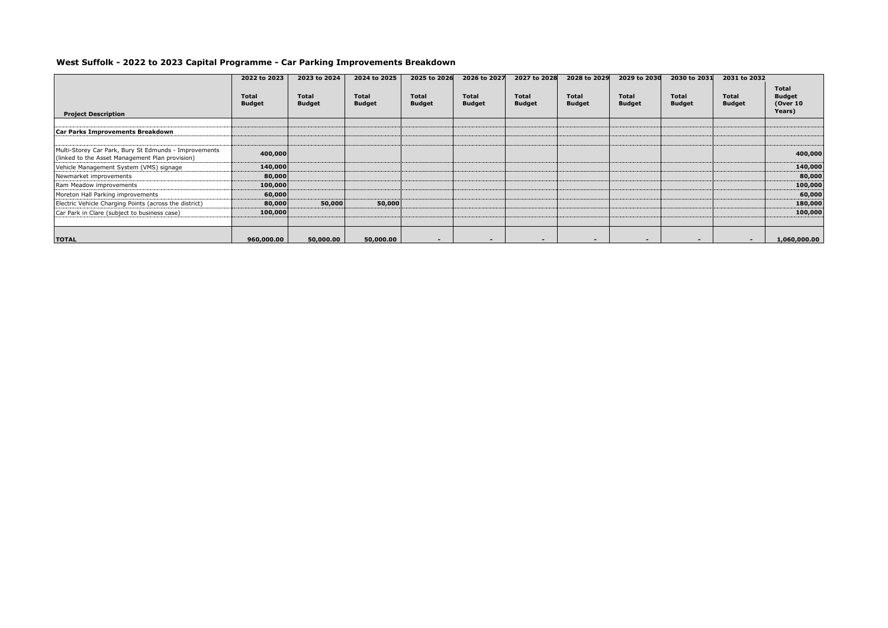## West Suffolk - 2022 to 2023 Capital Programme - Car Parking Improvements Breakdown

| Project Description | 2022 to 2023 Total Budget | 2023 to 2024 Total Budget | 2024 to 2025 Total Budget | 2025 to 2026 Total Budget | 2026 to 2027 Total Budget | 2027 to 2028 Total Budget | 2028 to 2029 Total Budget | 2029 to 2030 Total Budget | 2030 to 2031 Total Budget | 2031 to 2032 Total Budget | Total Budget (Over 10 Years) |
|---|---|---|---|---|---|---|---|---|---|---|---|
| **Car Parks Improvements Breakdown** | | | | | | | | | | | |
| Multi-Storey Car Park, Bury St Edmunds - Improvements (linked to the Asset Management Plan provision) | **400,000** | | | | | | | | | | **400,000** |
| Vehicle Management System (VMS) signage | **140,000** | | | | | | | | | | **140,000** |
| Newmarket improvements | **80,000** | | | | | | | | | | **80,000** |
| Ram Meadow improvements | **100,000** | | | | | | | | | | **100,000** |
| Moreton Hall Parking improvements | **60,000** | | | | | | | | | | **60,000** |
| Electric Vehicle Charging Points (across the district) | **80,000** | **50,000** | **50,000** | | | | | | | | **180,000** |
| Car Park in Clare (subject to business case) | **100,000** | | | | | | | | | | **100,000** |
| **TOTAL** | **960,000.00** | **50,000.00** | **50,000.00** | **-** | **-** | **-** | **-** | **-** | **-** | **-** | **1,060,000.00** |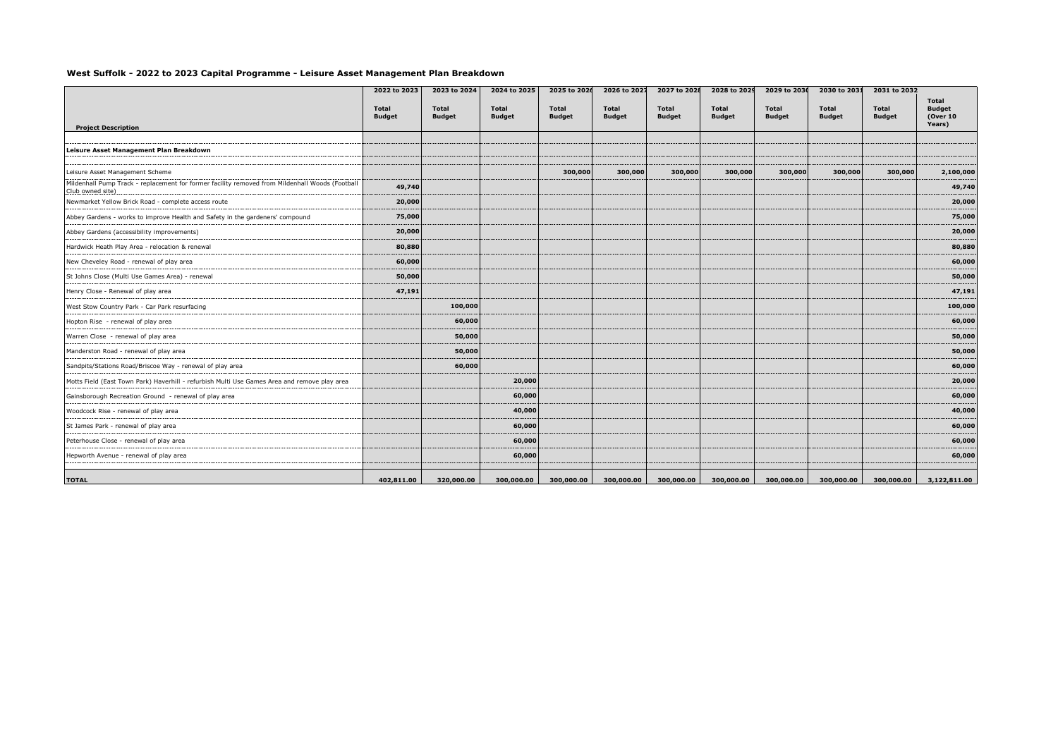### West Suffolk - 2022 to 2023 Capital Programme - Leisure Asset Management Plan Breakdown

| Project Description | 2022 to 2023 Total Budget | 2023 to 2024 Total Budget | 2024 to 2025 Total Budget | 2025 to 2026 Total Budget | 2026 to 2027 Total Budget | 2027 to 2028 Total Budget | 2028 to 2029 Total Budget | 2029 to 2030 Total Budget | 2030 to 2031 Total Budget | 2031 to 2032 Total Budget | Total Budget (Over 10 Years) |
|---|---|---|---|---|---|---|---|---|---|---|---|
| **Leisure Asset Management Plan Breakdown** | | | | | | | | | | | |
| Leisure Asset Management Scheme | | | | 300,000 | 300,000 | 300,000 | 300,000 | 300,000 | 300,000 | 300,000 | 2,100,000 |
| Mildenhall Pump Track - replacement for former facility removed from Mildenhall Woods (Football Club owned site) | 49,740 | | | | | | | | | | 49,740 |
| Newmarket Yellow Brick Road - complete access route | 20,000 | | | | | | | | | | 20,000 |
| Abbey Gardens - works to improve Health and Safety in the gardeners' compound | 75,000 | | | | | | | | | | 75,000 |
| Abbey Gardens (accessibility improvements) | 20,000 | | | | | | | | | | 20,000 |
| Hardwick Heath Play Area - relocation & renewal | 80,880 | | | | | | | | | | 80,880 |
| New Cheveley Road - renewal of play area | 60,000 | | | | | | | | | | 60,000 |
| St Johns Close (Multi Use Games Area) - renewal | 50,000 | | | | | | | | | | 50,000 |
| Henry Close - Renewal of play area | 47,191 | | | | | | | | | | 47,191 |
| West Stow Country Park - Car Park resurfacing | | 100,000 | | | | | | | | | 100,000 |
| Hopton Rise - renewal of play area | | 60,000 | | | | | | | | | 60,000 |
| Warren Close - renewal of play area | | 50,000 | | | | | | | | | 50,000 |
| Manderston Road - renewal of play area | | 50,000 | | | | | | | | | 50,000 |
| Sandpits/Stations Road/Briscoe Way - renewal of play area | | 60,000 | | | | | | | | | 60,000 |
| Motts Field (East Town Park) Haverhill - refurbish Multi Use Games Area and remove play area | | | 20,000 | | | | | | | | 20,000 |
| Gainsborough Recreation Ground - renewal of play area | | | 60,000 | | | | | | | | 60,000 |
| Woodcock Rise - renewal of play area | | | 40,000 | | | | | | | | 40,000 |
| St James Park - renewal of play area | | | 60,000 | | | | | | | | 60,000 |
| Peterhouse Close - renewal of play area | | | 60,000 | | | | | | | | 60,000 |
| Hepworth Avenue - renewal of play area | | | 60,000 | | | | | | | | 60,000 |
| **TOTAL** | 402,811.00 | 320,000.00 | 300,000.00 | 300,000.00 | 300,000.00 | 300,000.00 | 300,000.00 | 300,000.00 | 300,000.00 | 300,000.00 | 3,122,811.00 |